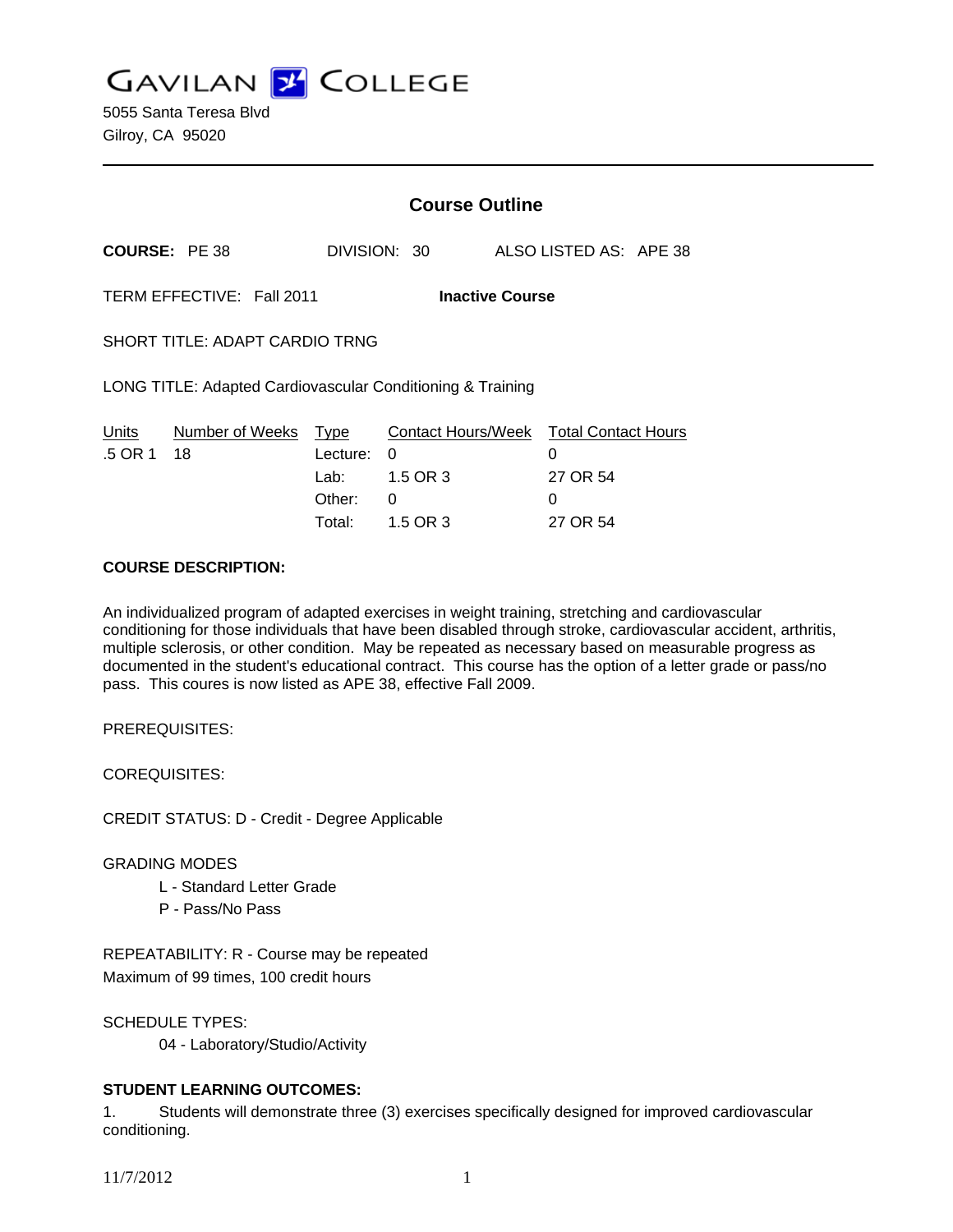GAVILAN COLLEGE

5055 Santa Teresa Blvd
Gilroy, CA 95020

---

## Course Outline

**COURSE:** PE 38 DIVISION: 30 ALSO LISTED AS: APE 38

TERM EFFECTIVE: Fall 2011 **Inactive Course**

SHORT TITLE: ADAPT CARDIO TRNG

LONG TITLE: Adapted Cardiovascular Conditioning & Training

| Units | Number of Weeks | Type | Contact Hours/Week | Total Contact Hours |
|---|---|---|---|---|
| .5 OR 1 | 18 | Lecture: | 0 | 0 |
| | | Lab: | 1.5 OR 3 | 27 OR 54 |
| | | Other: | 0 | 0 |
| | | Total: | 1.5 OR 3 | 27 OR 54 |

**COURSE DESCRIPTION:**

An individualized program of adapted exercises in weight training, stretching and cardiovascular conditioning for those individuals that have been disabled through stroke, cardiovascular accident, arthritis, multiple sclerosis, or other condition. May be repeated as necessary based on measurable progress as documented in the student's educational contract. This course has the option of a letter grade or pass/no pass. This coures is now listed as APE 38, effective Fall 2009.

PREREQUISITES:

COREQUISITES:

CREDIT STATUS: D - Credit - Degree Applicable

GRADING MODES

L - Standard Letter Grade
P - Pass/No Pass

REPEATABILITY: R - Course may be repeated
Maximum of 99 times, 100 credit hours

SCHEDULE TYPES:

04 - Laboratory/Studio/Activity

**STUDENT LEARNING OUTCOMES:**

1. Students will demonstrate three (3) exercises specifically designed for improved cardiovascular conditioning.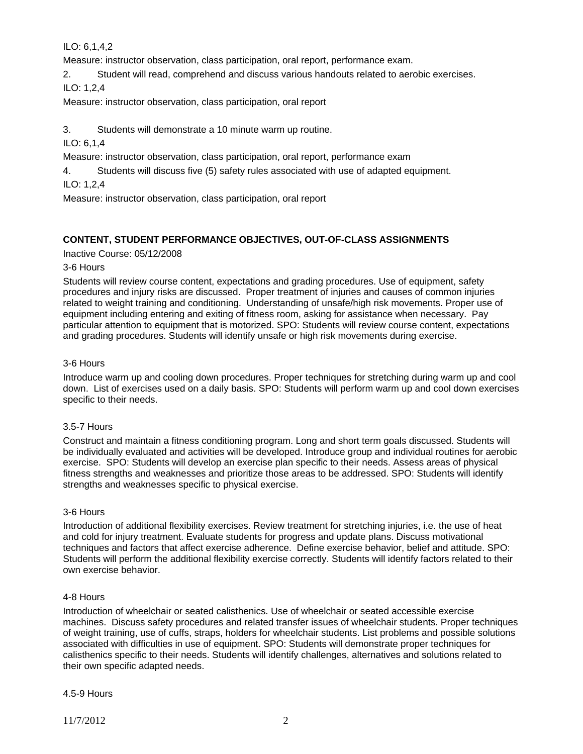ILO: 6,1,4,2

Measure: instructor observation, class participation, oral report, performance exam.

2. Student will read, comprehend and discuss various handouts related to aerobic exercises.

ILO: 1,2,4

Measure: instructor observation, class participation, oral report

3. Students will demonstrate a 10 minute warm up routine.

ILO: 6,1,4

Measure: instructor observation, class participation, oral report, performance exam

4. Students will discuss five (5) safety rules associated with use of adapted equipment.

ILO: 1,2,4

Measure: instructor observation, class participation, oral report

**CONTENT, STUDENT PERFORMANCE OBJECTIVES, OUT-OF-CLASS ASSIGNMENTS**

Inactive Course: 05/12/2008

3-6 Hours

Students will review course content, expectations and grading procedures. Use of equipment, safety procedures and injury risks are discussed. Proper treatment of injuries and causes of common injuries related to weight training and conditioning. Understanding of unsafe/high risk movements. Proper use of equipment including entering and exiting of fitness room, asking for assistance when necessary. Pay particular attention to equipment that is motorized. SPO: Students will review course content, expectations and grading procedures. Students will identify unsafe or high risk movements during exercise.

3-6 Hours

Introduce warm up and cooling down procedures. Proper techniques for stretching during warm up and cool down. List of exercises used on a daily basis. SPO: Students will perform warm up and cool down exercises specific to their needs.

3.5-7 Hours

Construct and maintain a fitness conditioning program. Long and short term goals discussed. Students will be individually evaluated and activities will be developed. Introduce group and individual routines for aerobic exercise. SPO: Students will develop an exercise plan specific to their needs. Assess areas of physical fitness strengths and weaknesses and prioritize those areas to be addressed. SPO: Students will identify strengths and weaknesses specific to physical exercise.

3-6 Hours

Introduction of additional flexibility exercises. Review treatment for stretching injuries, i.e. the use of heat and cold for injury treatment. Evaluate students for progress and update plans. Discuss motivational techniques and factors that affect exercise adherence. Define exercise behavior, belief and attitude. SPO: Students will perform the additional flexibility exercise correctly. Students will identify factors related to their own exercise behavior.

4-8 Hours

Introduction of wheelchair or seated calisthenics. Use of wheelchair or seated accessible exercise machines. Discuss safety procedures and related transfer issues of wheelchair students. Proper techniques of weight training, use of cuffs, straps, holders for wheelchair students. List problems and possible solutions associated with difficulties in use of equipment. SPO: Students will demonstrate proper techniques for calisthenics specific to their needs. Students will identify challenges, alternatives and solutions related to their own specific adapted needs.

4.5-9 Hours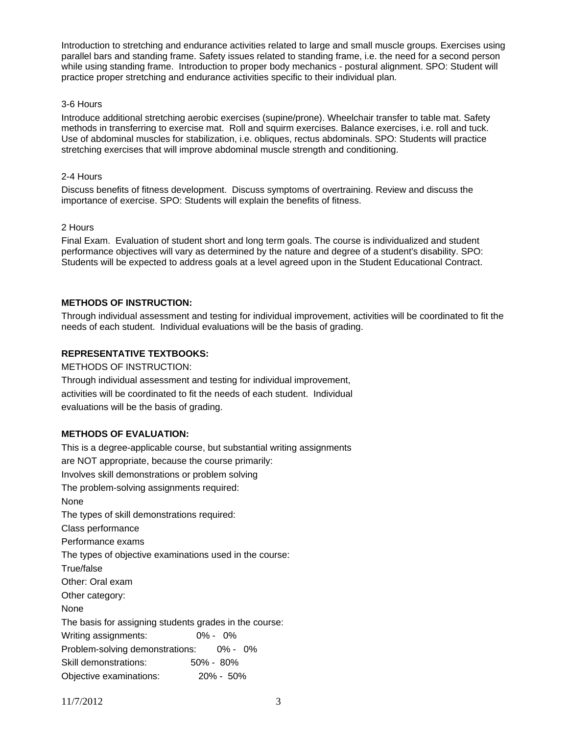Introduction to stretching and endurance activities related to large and small muscle groups. Exercises using parallel bars and standing frame. Safety issues related to standing frame, i.e. the need for a second person while using standing frame. Introduction to proper body mechanics - postural alignment. SPO: Student will practice proper stretching and endurance activities specific to their individual plan.

3-6 Hours

Introduce additional stretching aerobic exercises (supine/prone). Wheelchair transfer to table mat. Safety methods in transferring to exercise mat. Roll and squirm exercises. Balance exercises, i.e. roll and tuck. Use of abdominal muscles for stabilization, i.e. obliques, rectus abdominals. SPO: Students will practice stretching exercises that will improve abdominal muscle strength and conditioning.

2-4 Hours

Discuss benefits of fitness development. Discuss symptoms of overtraining. Review and discuss the importance of exercise. SPO: Students will explain the benefits of fitness.

2 Hours

Final Exam. Evaluation of student short and long term goals. The course is individualized and student performance objectives will vary as determined by the nature and degree of a student's disability. SPO: Students will be expected to address goals at a level agreed upon in the Student Educational Contract.

**METHODS OF INSTRUCTION:**

Through individual assessment and testing for individual improvement, activities will be coordinated to fit the needs of each student. Individual evaluations will be the basis of grading.

**REPRESENTATIVE TEXTBOOKS:**

METHODS OF INSTRUCTION:

Through individual assessment and testing for individual improvement, activities will be coordinated to fit the needs of each student. Individual evaluations will be the basis of grading.

**METHODS OF EVALUATION:**

This is a degree-applicable course, but substantial writing assignments are NOT appropriate, because the course primarily:

Involves skill demonstrations or problem solving

The problem-solving assignments required:

None

The types of skill demonstrations required:

Class performance

Performance exams

The types of objective examinations used in the course:

True/false

Other: Oral exam

Other category:

None

The basis for assigning students grades in the course:

Writing assignments: 0% - 0%

Problem-solving demonstrations: 0% - 0%

Skill demonstrations: 50% - 80%

Objective examinations: 20% - 50%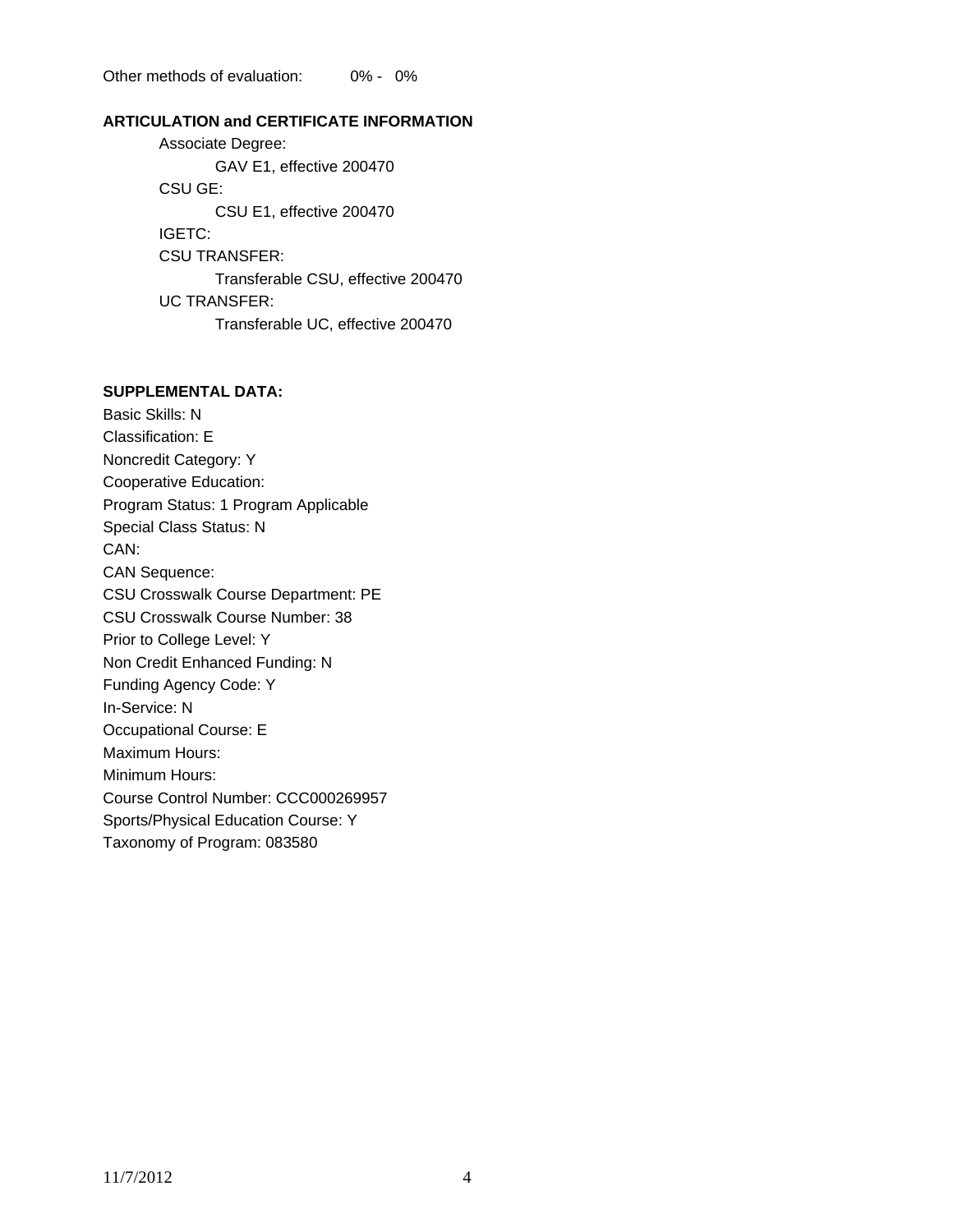Other methods of evaluation: 0% - 0%

**ARTICULATION and CERTIFICATE INFORMATION**

Associate Degree:

GAV E1, effective 200470

CSU GE:

CSU E1, effective 200470

IGETC:

CSU TRANSFER:

Transferable CSU, effective 200470

UC TRANSFER:

Transferable UC, effective 200470

**SUPPLEMENTAL DATA:**

Basic Skills: N
Classification: E
Noncredit Category: Y
Cooperative Education:
Program Status: 1 Program Applicable
Special Class Status: N
CAN:
CAN Sequence:
CSU Crosswalk Course Department: PE
CSU Crosswalk Course Number: 38
Prior to College Level: Y
Non Credit Enhanced Funding: N
Funding Agency Code: Y
In-Service: N
Occupational Course: E
Maximum Hours:
Minimum Hours:
Course Control Number: CCC000269957
Sports/Physical Education Course: Y
Taxonomy of Program: 083580